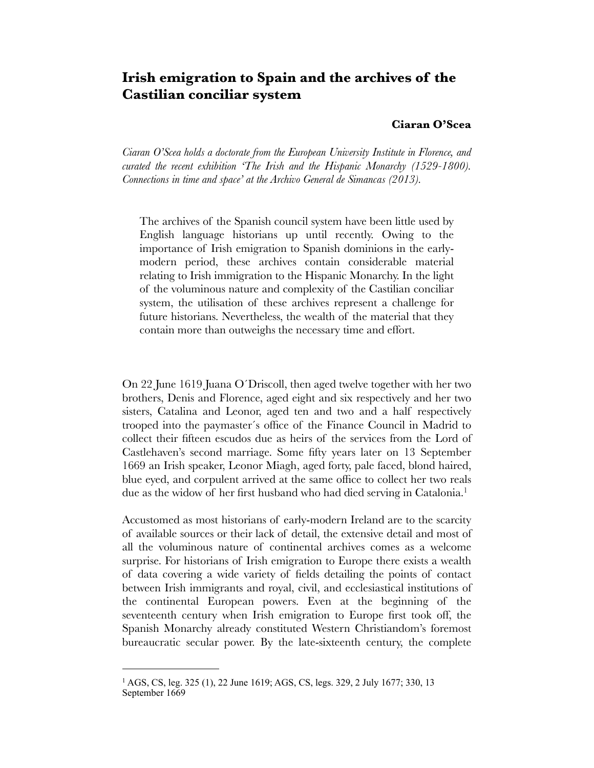# Irish emigration to Spain and the archives of the Castilian conciliar system

**Ciaran O'Scea**

*Ciaran O'Scea holds a doctorate from the European University Institute in Florence, and curated the recent exhibition 'The Irish and the Hispanic Monarchy (1529-1800). Connections in time and space' at the Archivo General de Simancas (2013).*

> The archives of the Spanish council system have been little used by English language historians up until recently. Owing to the importance of Irish emigration to Spanish dominions in the early-modern period, these archives contain considerable material relating to Irish immigration to the Hispanic Monarchy. In the light of the voluminous nature and complexity of the Castilian conciliar system, the utilisation of these archives represent a challenge for future historians. Nevertheless, the wealth of the material that they contain more than outweighs the necessary time and effort.

On 22 June 1619 Juana O´Driscoll, then aged twelve together with her two brothers, Denis and Florence, aged eight and six respectively and her two sisters, Catalina and Leonor, aged ten and two and a half respectively trooped into the paymaster´s office of the Finance Council in Madrid to collect their fifteen escudos due as heirs of the services from the Lord of Castlehaven's second marriage. Some fifty years later on 13 September 1669 an Irish speaker, Leonor Miagh, aged forty, pale faced, blond haired, blue eyed, and corpulent arrived at the same office to collect her two reals due as the widow of her first husband who had died serving in Catalonia.[1]

Accustomed as most historians of early-modern Ireland are to the scarcity of available sources or their lack of detail, the extensive detail and most of all the voluminous nature of continental archives comes as a welcome surprise. For historians of Irish emigration to Europe there exists a wealth of data covering a wide variety of fields detailing the points of contact between Irish immigrants and royal, civil, and ecclesiastical institutions of the continental European powers. Even at the beginning of the seventeenth century when Irish emigration to Europe first took off, the Spanish Monarchy already constituted Western Christiandom's foremost bureaucratic secular power. By the late-sixteenth century, the complete

---

[1] AGS, CS, leg. 325 (1), 22 June 1619; AGS, CS, legs. 329, 2 July 1677; 330, 13 September 1669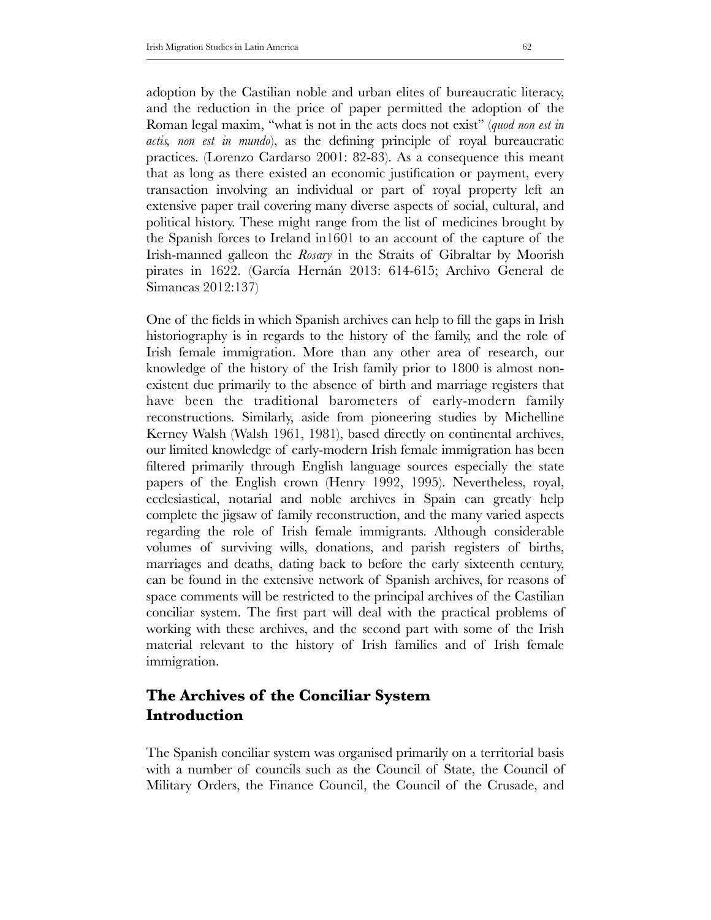adoption by the Castilian noble and urban elites of bureaucratic literacy, and the reduction in the price of paper permitted the adoption of the Roman legal maxim, "what is not in the acts does not exist" (*quod non est in actis, non est in mundo*), as the defining principle of royal bureaucratic practices. (Lorenzo Cardarso 2001: 82-83). As a consequence this meant that as long as there existed an economic justification or payment, every transaction involving an individual or part of royal property left an extensive paper trail covering many diverse aspects of social, cultural, and political history. These might range from the list of medicines brought by the Spanish forces to Ireland in1601 to an account of the capture of the Irish-manned galleon the *Rosary* in the Straits of Gibraltar by Moorish pirates in 1622. (García Hernán 2013: 614-615; Archivo General de Simancas 2012:137)

One of the fields in which Spanish archives can help to fill the gaps in Irish historiography is in regards to the history of the family, and the role of Irish female immigration. More than any other area of research, our knowledge of the history of the Irish family prior to 1800 is almost non-existent due primarily to the absence of birth and marriage registers that have been the traditional barometers of early-modern family reconstructions. Similarly, aside from pioneering studies by Michelline Kerney Walsh (Walsh 1961, 1981), based directly on continental archives, our limited knowledge of early-modern Irish female immigration has been filtered primarily through English language sources especially the state papers of the English crown (Henry 1992, 1995). Nevertheless, royal, ecclesiastical, notarial and noble archives in Spain can greatly help complete the jigsaw of family reconstruction, and the many varied aspects regarding the role of Irish female immigrants. Although considerable volumes of surviving wills, donations, and parish registers of births, marriages and deaths, dating back to before the early sixteenth century, can be found in the extensive network of Spanish archives, for reasons of space comments will be restricted to the principal archives of the Castilian conciliar system. The first part will deal with the practical problems of working with these archives, and the second part with some of the Irish material relevant to the history of Irish families and of Irish female immigration.

## The Archives of the Conciliar System
## Introduction

The Spanish conciliar system was organised primarily on a territorial basis with a number of councils such as the Council of State, the Council of Military Orders, the Finance Council, the Council of the Crusade, and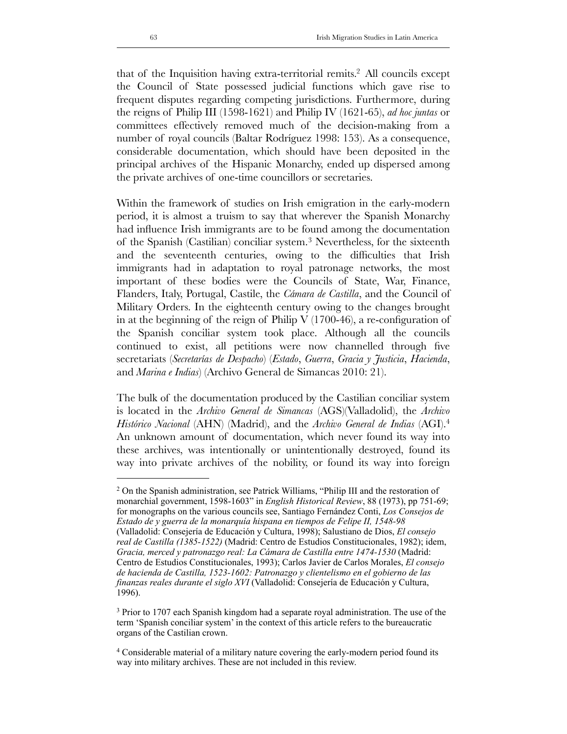that of the Inquisition having extra-territorial remits.[2] All councils except the Council of State possessed judicial functions which gave rise to frequent disputes regarding competing jurisdictions. Furthermore, during the reigns of Philip III (1598-1621) and Philip IV (1621-65), *ad hoc juntas* or committees effectively removed much of the decision-making from a number of royal councils (Baltar Rodríguez 1998: 153). As a consequence, considerable documentation, which should have been deposited in the principal archives of the Hispanic Monarchy, ended up dispersed among the private archives of one-time councillors or secretaries.

Within the framework of studies on Irish emigration in the early-modern period, it is almost a truism to say that wherever the Spanish Monarchy had influence Irish immigrants are to be found among the documentation of the Spanish (Castilian) conciliar system.[3] Nevertheless, for the sixteenth and the seventeenth centuries, owing to the difficulties that Irish immigrants had in adaptation to royal patronage networks, the most important of these bodies were the Councils of State, War, Finance, Flanders, Italy, Portugal, Castile, the *Cámara de Castilla*, and the Council of Military Orders. In the eighteenth century owing to the changes brought in at the beginning of the reign of Philip V (1700-46), a re-configuration of the Spanish conciliar system took place. Although all the councils continued to exist, all petitions were now channelled through five secretariats (*Secretarías de Despacho*) (*Estado*, *Guerra*, *Gracia y Justicia*, *Hacienda*, and *Marina e Indias*) (Archivo General de Simancas 2010: 21).

The bulk of the documentation produced by the Castilian conciliar system is located in the *Archivo General de Simancas* (AGS)(Valladolid), the *Archivo Histórico Nacional* (AHN) (Madrid), and the *Archivo General de Indias* (AGI).[4] An unknown amount of documentation, which never found its way into these archives, was intentionally or unintentionally destroyed, found its way into private archives of the nobility, or found its way into foreign

---

[2] On the Spanish administration, see Patrick Williams, "Philip III and the restoration of monarchial government, 1598-1603" in *English Historical Review*, 88 (1973), pp 751-69; for monographs on the various councils see, Santiago Fernández Conti, *Los Consejos de Estado de y guerra de la monarquía hispana en tiempos de Felipe II, 1548-98* (Valladolid: Consejería de Educación y Cultura, 1998); Salustiano de Dios, *El consejo real de Castilla (1385-1522)* (Madrid: Centro de Estudios Constitucionales, 1982); idem, *Gracia, merced y patronazgo real: La Cámara de Castilla entre 1474-1530* (Madrid: Centro de Estudios Constitucionales, 1993); Carlos Javier de Carlos Morales, *El consejo de hacienda de Castilla, 1523-1602: Patronazgo y clientelismo en el gobierno de las finanzas reales durante el siglo XVI* (Valladolid: Consejería de Educación y Cultura, 1996).

[3] Prior to 1707 each Spanish kingdom had a separate royal administration. The use of the term 'Spanish conciliar system' in the context of this article refers to the bureaucratic organs of the Castilian crown.

[4] Considerable material of a military nature covering the early-modern period found its way into military archives. These are not included in this review.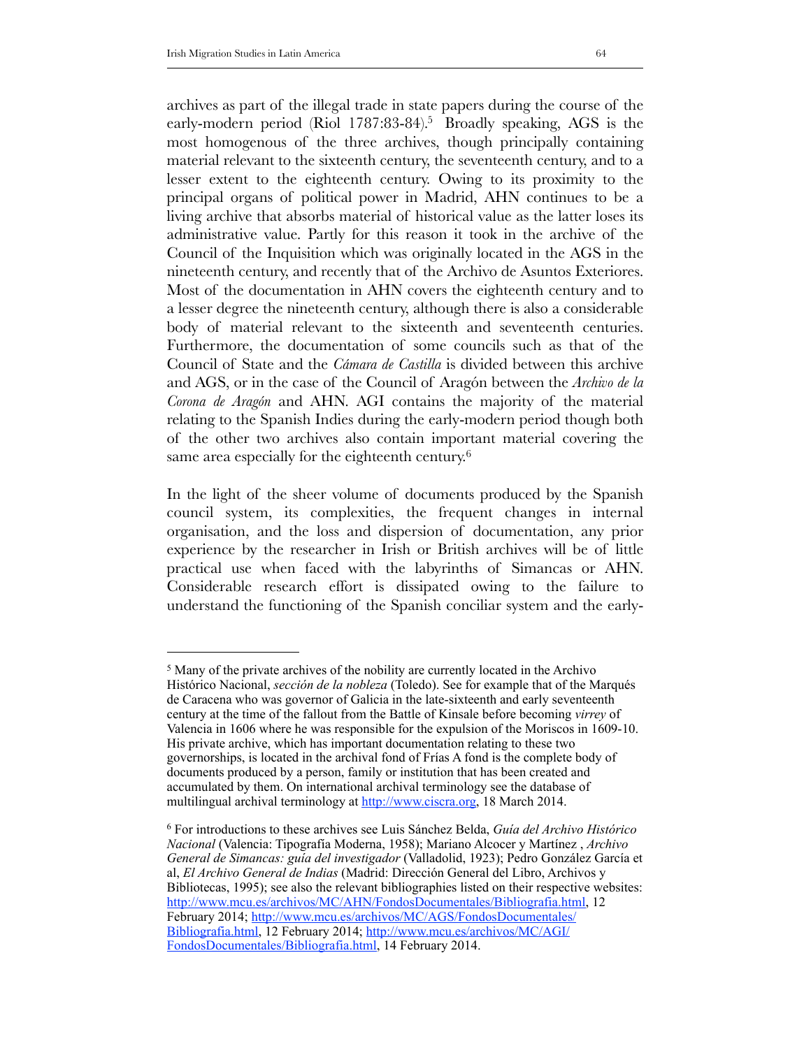archives as part of the illegal trade in state papers during the course of the early-modern period (Riol 1787:83-84).[5] Broadly speaking, AGS is the most homogenous of the three archives, though principally containing material relevant to the sixteenth century, the seventeenth century, and to a lesser extent to the eighteenth century. Owing to its proximity to the principal organs of political power in Madrid, AHN continues to be a living archive that absorbs material of historical value as the latter loses its administrative value. Partly for this reason it took in the archive of the Council of the Inquisition which was originally located in the AGS in the nineteenth century, and recently that of the Archivo de Asuntos Exteriores. Most of the documentation in AHN covers the eighteenth century and to a lesser degree the nineteenth century, although there is also a considerable body of material relevant to the sixteenth and seventeenth centuries. Furthermore, the documentation of some councils such as that of the Council of State and the *Cámara de Castilla* is divided between this archive and AGS, or in the case of the Council of Aragón between the *Archivo de la Corona de Aragón* and AHN. AGI contains the majority of the material relating to the Spanish Indies during the early-modern period though both of the other two archives also contain important material covering the same area especially for the eighteenth century.[6]

In the light of the sheer volume of documents produced by the Spanish council system, its complexities, the frequent changes in internal organisation, and the loss and dispersion of documentation, any prior experience by the researcher in Irish or British archives will be of little practical use when faced with the labyrinths of Simancas or AHN. Considerable research effort is dissipated owing to the failure to understand the functioning of the Spanish conciliar system and the early-

---

[5] Many of the private archives of the nobility are currently located in the Archivo Histórico Nacional, *sección de la nobleza* (Toledo). See for example that of the Marqués de Caracena who was governor of Galicia in the late-sixteenth and early seventeenth century at the time of the fallout from the Battle of Kinsale before becoming *virrey* of Valencia in 1606 where he was responsible for the expulsion of the Moriscos in 1609-10. His private archive, which has important documentation relating to these two governorships, is located in the archival fond of Frías A fond is the complete body of documents produced by a person, family or institution that has been created and accumulated by them. On international archival terminology see the database of multilingual archival terminology at http://www.ciscra.org, 18 March 2014.

[6] For introductions to these archives see Luis Sánchez Belda, *Guía del Archivo Histórico Nacional* (Valencia: Tipografía Moderna, 1958); Mariano Alcocer y Martínez , *Archivo General de Simancas: guía del investigador* (Valladolid, 1923); Pedro González García et al, *El Archivo General de Indias* (Madrid: Dirección General del Libro, Archivos y Bibliotecas, 1995); see also the relevant bibliographies listed on their respective websites: http://www.mcu.es/archivos/MC/AHN/FondosDocumentales/Bibliografia.html, 12 February 2014; http://www.mcu.es/archivos/MC/AGS/FondosDocumentales/Bibliografia.html, 12 February 2014; http://www.mcu.es/archivos/MC/AGI/FondosDocumentales/Bibliografia.html, 14 February 2014.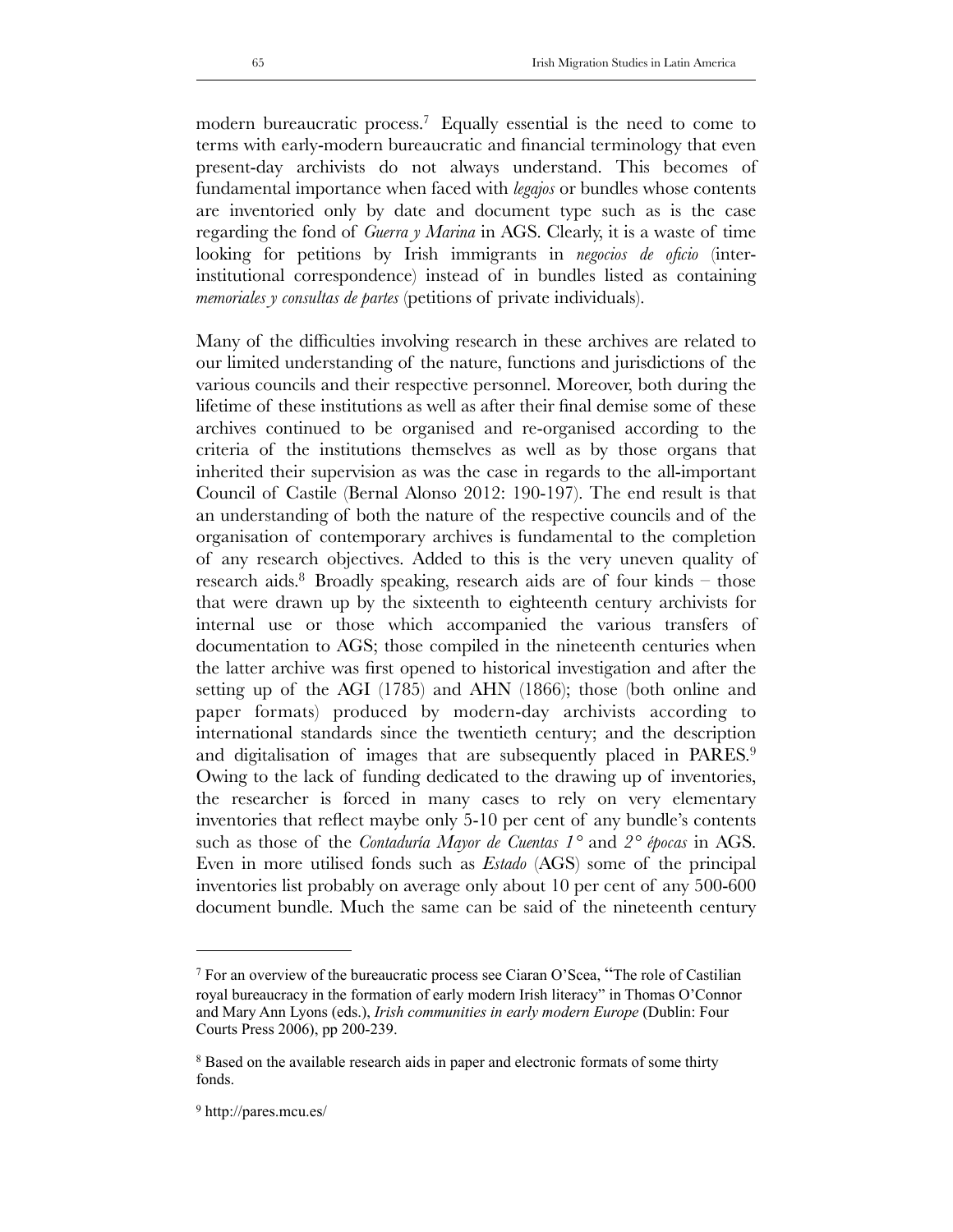modern bureaucratic process.[7] Equally essential is the need to come to terms with early-modern bureaucratic and financial terminology that even present-day archivists do not always understand. This becomes of fundamental importance when faced with *legajos* or bundles whose contents are inventoried only by date and document type such as is the case regarding the fond of *Guerra y Marina* in AGS. Clearly, it is a waste of time looking for petitions by Irish immigrants in *negocios de oficio* (inter-institutional correspondence) instead of in bundles listed as containing *memoriales y consultas de partes* (petitions of private individuals).

Many of the difficulties involving research in these archives are related to our limited understanding of the nature, functions and jurisdictions of the various councils and their respective personnel. Moreover, both during the lifetime of these institutions as well as after their final demise some of these archives continued to be organised and re-organised according to the criteria of the institutions themselves as well as by those organs that inherited their supervision as was the case in regards to the all-important Council of Castile (Bernal Alonso 2012: 190-197). The end result is that an understanding of both the nature of the respective councils and of the organisation of contemporary archives is fundamental to the completion of any research objectives. Added to this is the very uneven quality of research aids.[8] Broadly speaking, research aids are of four kinds – those that were drawn up by the sixteenth to eighteenth century archivists for internal use or those which accompanied the various transfers of documentation to AGS; those compiled in the nineteenth centuries when the latter archive was first opened to historical investigation and after the setting up of the AGI (1785) and AHN (1866); those (both online and paper formats) produced by modern-day archivists according to international standards since the twentieth century; and the description and digitalisation of images that are subsequently placed in PARES.[9] Owing to the lack of funding dedicated to the drawing up of inventories, the researcher is forced in many cases to rely on very elementary inventories that reflect maybe only 5-10 per cent of any bundle's contents such as those of the *Contaduría Mayor de Cuentas 1° and 2° épocas* in AGS. Even in more utilised fonds such as *Estado* (AGS) some of the principal inventories list probably on average only about 10 per cent of any 500-600 document bundle. Much the same can be said of the nineteenth century

---

[7] For an overview of the bureaucratic process see Ciaran O'Scea, "The role of Castilian royal bureaucracy in the formation of early modern Irish literacy" in Thomas O'Connor and Mary Ann Lyons (eds.), *Irish communities in early modern Europe* (Dublin: Four Courts Press 2006), pp 200-239.

[8] Based on the available research aids in paper and electronic formats of some thirty fonds.

[9] http://pares.mcu.es/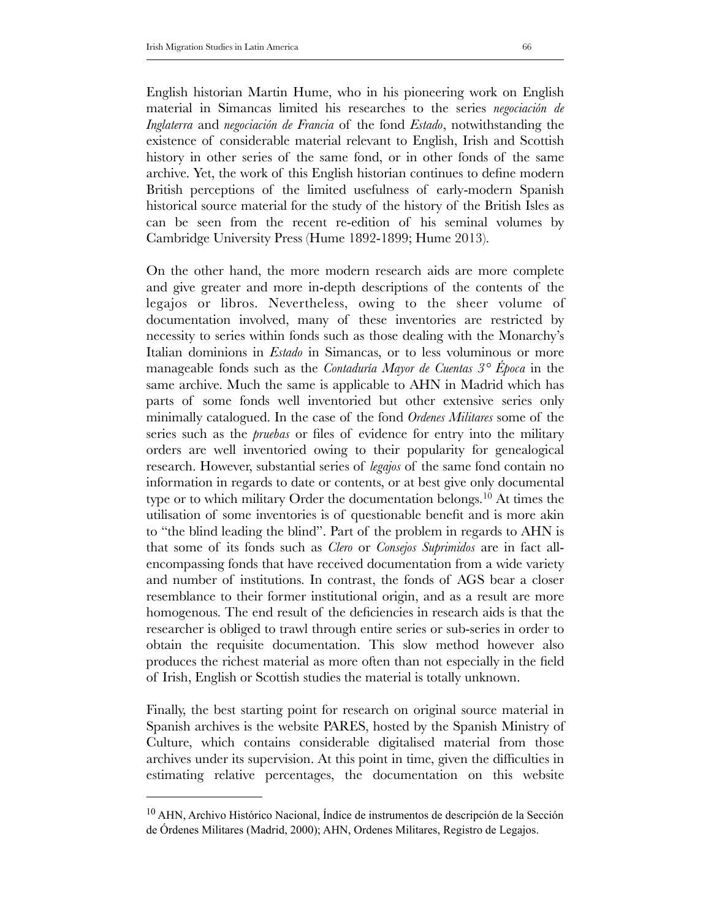English historian Martin Hume, who in his pioneering work on English material in Simancas limited his researches to the series *negociación de Inglaterra* and *negociación de Francia* of the fond *Estado*, notwithstanding the existence of considerable material relevant to English, Irish and Scottish history in other series of the same fond, or in other fonds of the same archive. Yet, the work of this English historian continues to define modern British perceptions of the limited usefulness of early-modern Spanish historical source material for the study of the history of the British Isles as can be seen from the recent re-edition of his seminal volumes by Cambridge University Press (Hume 1892-1899; Hume 2013).

On the other hand, the more modern research aids are more complete and give greater and more in-depth descriptions of the contents of the legajos or libros. Nevertheless, owing to the sheer volume of documentation involved, many of these inventories are restricted by necessity to series within fonds such as those dealing with the Monarchy's Italian dominions in *Estado* in Simancas, or to less voluminous or more manageable fonds such as the *Contaduría Mayor de Cuentas 3° Época* in the same archive. Much the same is applicable to AHN in Madrid which has parts of some fonds well inventoried but other extensive series only minimally catalogued. In the case of the fond *Ordenes Militares* some of the series such as the *pruebas* or files of evidence for entry into the military orders are well inventoried owing to their popularity for genealogical research. However, substantial series of *legajos* of the same fond contain no information in regards to date or contents, or at best give only documental type or to which military Order the documentation belongs.[10] At times the utilisation of some inventories is of questionable benefit and is more akin to "the blind leading the blind". Part of the problem in regards to AHN is that some of its fonds such as *Clero* or *Consejos Suprimidos* are in fact all-encompassing fonds that have received documentation from a wide variety and number of institutions. In contrast, the fonds of AGS bear a closer resemblance to their former institutional origin, and as a result are more homogenous. The end result of the deficiencies in research aids is that the researcher is obliged to trawl through entire series or sub-series in order to obtain the requisite documentation. This slow method however also produces the richest material as more often than not especially in the field of Irish, English or Scottish studies the material is totally unknown.

Finally, the best starting point for research on original source material in Spanish archives is the website PARES, hosted by the Spanish Ministry of Culture, which contains considerable digitalised material from those archives under its supervision. At this point in time, given the difficulties in estimating relative percentages, the documentation on this website

---

[10] AHN, Archivo Histórico Nacional, Índice de instrumentos de descripción de la Sección de Órdenes Militares (Madrid, 2000); AHN, Ordenes Militares, Registro de Legajos.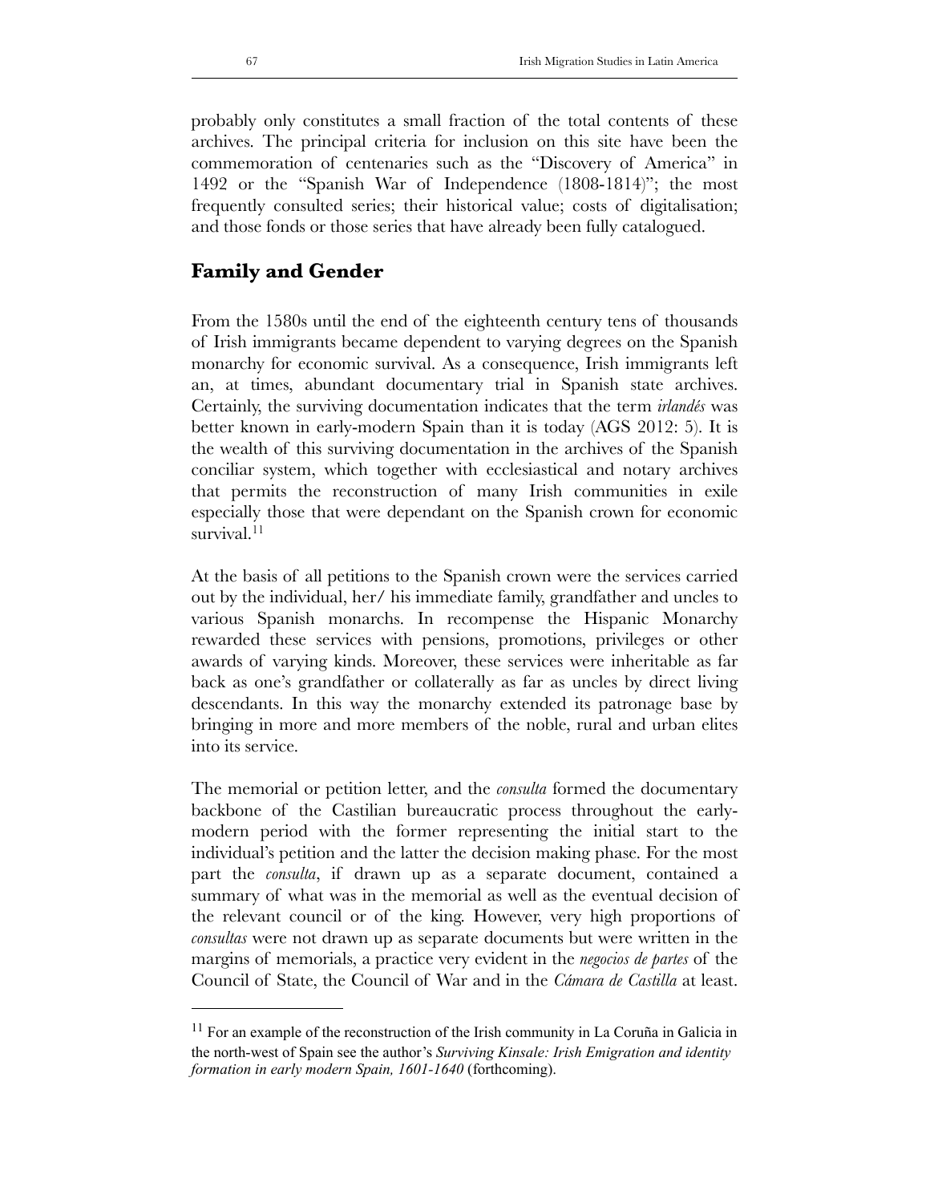probably only constitutes a small fraction of the total contents of these archives. The principal criteria for inclusion on this site have been the commemoration of centenaries such as the "Discovery of America" in 1492 or the "Spanish War of Independence (1808-1814)"; the most frequently consulted series; their historical value; costs of digitalisation; and those fonds or those series that have already been fully catalogued.

## Family and Gender

From the 1580s until the end of the eighteenth century tens of thousands of Irish immigrants became dependent to varying degrees on the Spanish monarchy for economic survival. As a consequence, Irish immigrants left an, at times, abundant documentary trial in Spanish state archives. Certainly, the surviving documentation indicates that the term *irlandés* was better known in early-modern Spain than it is today (AGS 2012: 5). It is the wealth of this surviving documentation in the archives of the Spanish conciliar system, which together with ecclesiastical and notary archives that permits the reconstruction of many Irish communities in exile especially those that were dependant on the Spanish crown for economic survival.[11]

At the basis of all petitions to the Spanish crown were the services carried out by the individual, her/ his immediate family, grandfather and uncles to various Spanish monarchs. In recompense the Hispanic Monarchy rewarded these services with pensions, promotions, privileges or other awards of varying kinds. Moreover, these services were inheritable as far back as one's grandfather or collaterally as far as uncles by direct living descendants. In this way the monarchy extended its patronage base by bringing in more and more members of the noble, rural and urban elites into its service.

The memorial or petition letter, and the *consulta* formed the documentary backbone of the Castilian bureaucratic process throughout the early-modern period with the former representing the initial start to the individual's petition and the latter the decision making phase. For the most part the *consulta*, if drawn up as a separate document, contained a summary of what was in the memorial as well as the eventual decision of the relevant council or of the king. However, very high proportions of *consultas* were not drawn up as separate documents but were written in the margins of memorials, a practice very evident in the *negocios de partes* of the Council of State, the Council of War and in the *Cámara de Castilla* at least.

---

[11] For an example of the reconstruction of the Irish community in La Coruña in Galicia in the north-west of Spain see the author's *Surviving Kinsale: Irish Emigration and identity formation in early modern Spain, 1601-1640* (forthcoming).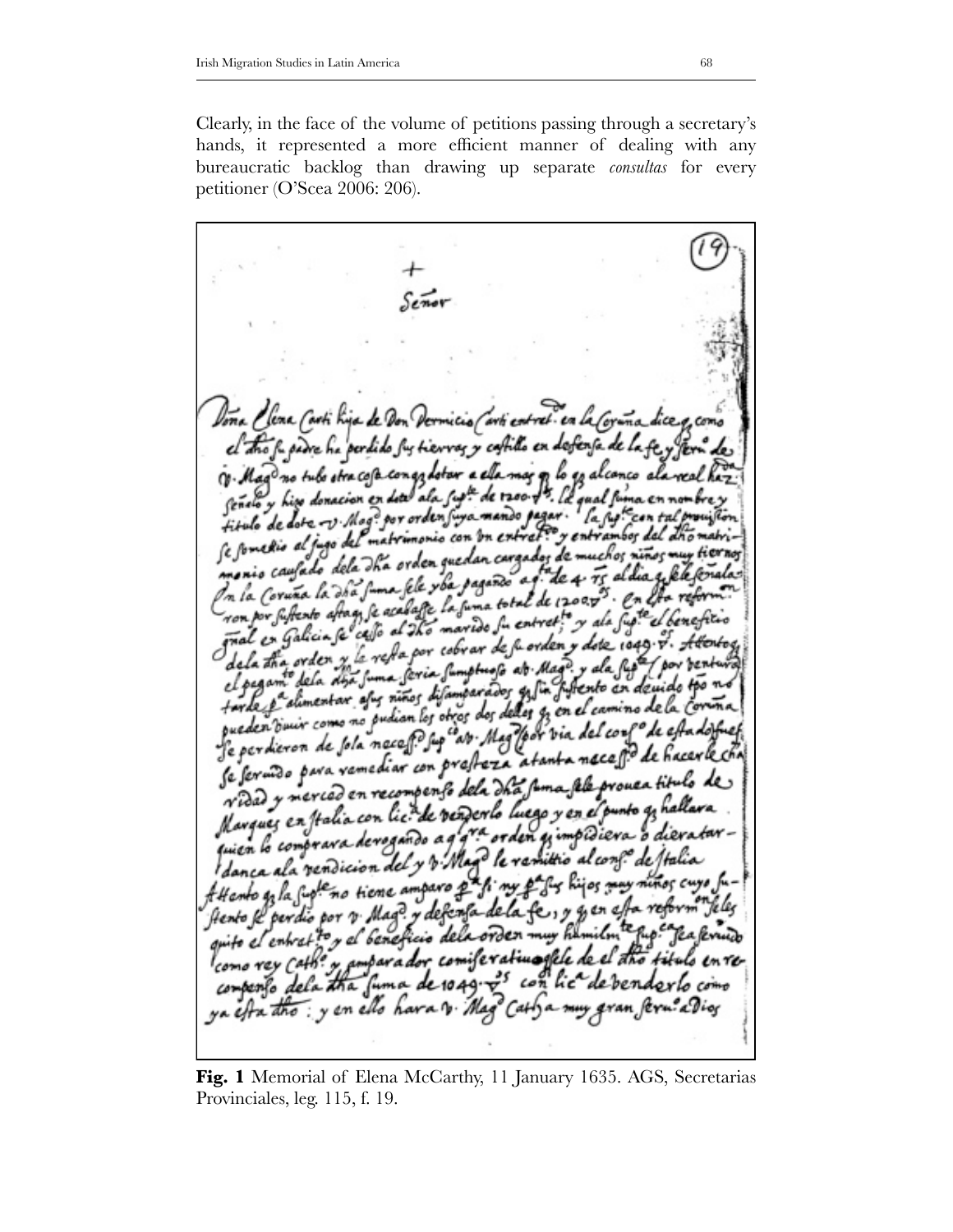Clearly, in the face of the volume of petitions passing through a secretary's hands, it represented a more efficient manner of dealing with any bureaucratic backlog than drawing up separate *consultas* for every petitioner (O'Scea 2006: 206).

**Fig. 1** Memorial of Elena McCarthy, 11 January 1635. AGS, Secretarias Provinciales, leg. 115, f. 19.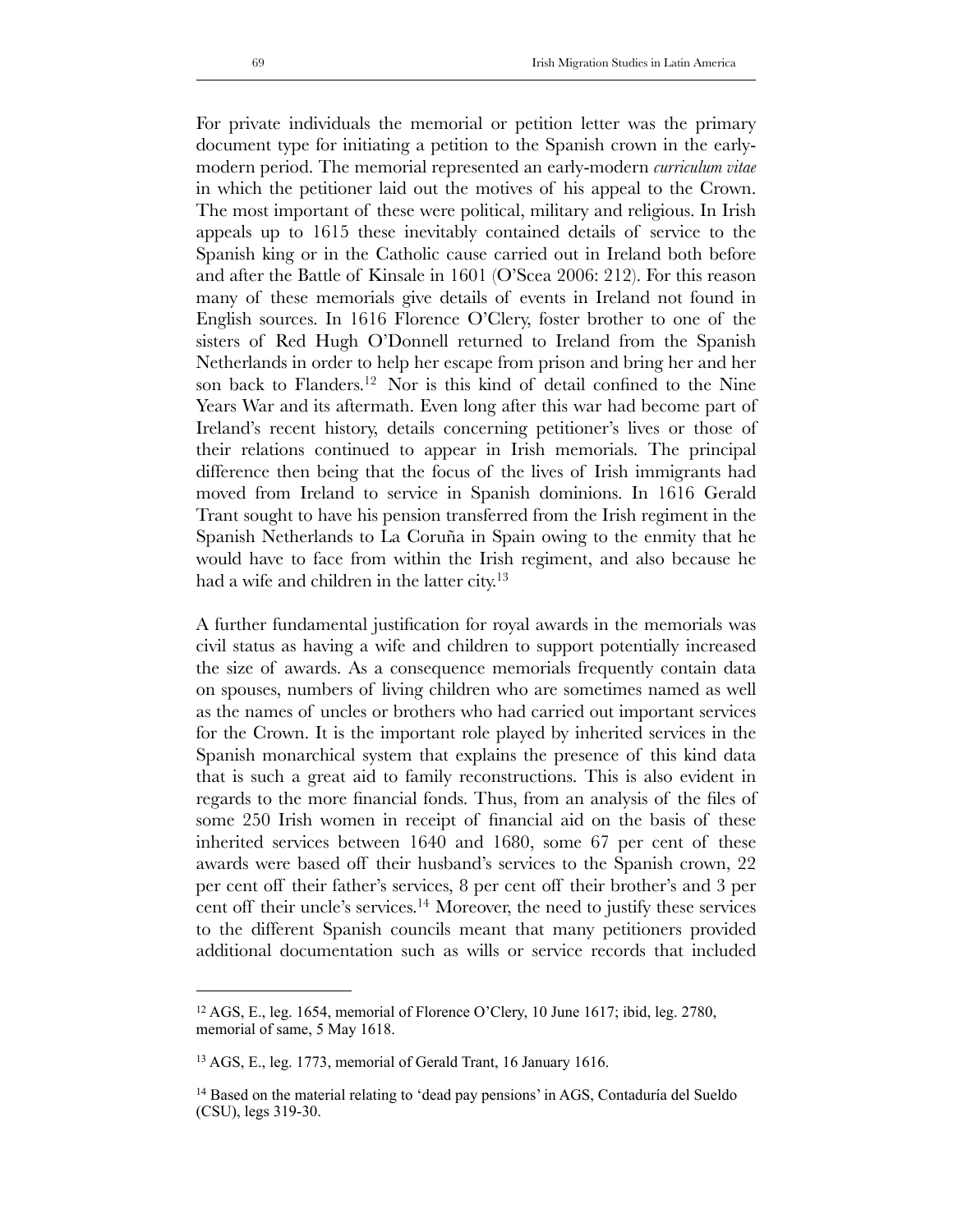For private individuals the memorial or petition letter was the primary document type for initiating a petition to the Spanish crown in the early-modern period. The memorial represented an early-modern *curriculum vitae* in which the petitioner laid out the motives of his appeal to the Crown. The most important of these were political, military and religious. In Irish appeals up to 1615 these inevitably contained details of service to the Spanish king or in the Catholic cause carried out in Ireland both before and after the Battle of Kinsale in 1601 (O'Scea 2006: 212). For this reason many of these memorials give details of events in Ireland not found in English sources. In 1616 Florence O'Clery, foster brother to one of the sisters of Red Hugh O'Donnell returned to Ireland from the Spanish Netherlands in order to help her escape from prison and bring her and her son back to Flanders.[12] Nor is this kind of detail confined to the Nine Years War and its aftermath. Even long after this war had become part of Ireland's recent history, details concerning petitioner's lives or those of their relations continued to appear in Irish memorials. The principal difference then being that the focus of the lives of Irish immigrants had moved from Ireland to service in Spanish dominions. In 1616 Gerald Trant sought to have his pension transferred from the Irish regiment in the Spanish Netherlands to La Coruña in Spain owing to the enmity that he would have to face from within the Irish regiment, and also because he had a wife and children in the latter city.[13]

A further fundamental justification for royal awards in the memorials was civil status as having a wife and children to support potentially increased the size of awards. As a consequence memorials frequently contain data on spouses, numbers of living children who are sometimes named as well as the names of uncles or brothers who had carried out important services for the Crown. It is the important role played by inherited services in the Spanish monarchical system that explains the presence of this kind data that is such a great aid to family reconstructions. This is also evident in regards to the more financial fonds. Thus, from an analysis of the files of some 250 Irish women in receipt of financial aid on the basis of these inherited services between 1640 and 1680, some 67 per cent of these awards were based off their husband's services to the Spanish crown, 22 per cent off their father's services, 8 per cent off their brother's and 3 per cent off their uncle's services.[14] Moreover, the need to justify these services to the different Spanish councils meant that many petitioners provided additional documentation such as wills or service records that included

---

[12] AGS, E., leg. 1654, memorial of Florence O'Clery, 10 June 1617; ibid, leg. 2780, memorial of same, 5 May 1618.

[13] AGS, E., leg. 1773, memorial of Gerald Trant, 16 January 1616.

[14] Based on the material relating to 'dead pay pensions' in AGS, Contaduría del Sueldo (CSU), legs 319-30.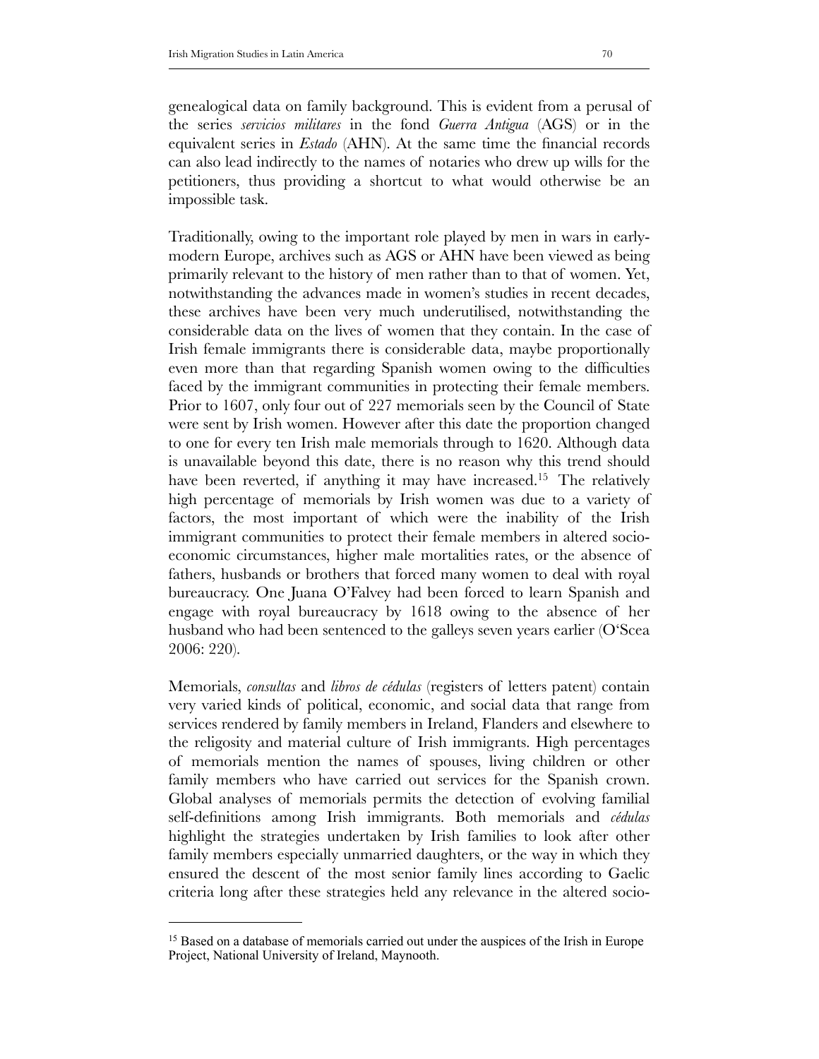genealogical data on family background. This is evident from a perusal of the series *servicios militares* in the fond *Guerra Antigua* (AGS) or in the equivalent series in *Estado* (AHN). At the same time the financial records can also lead indirectly to the names of notaries who drew up wills for the petitioners, thus providing a shortcut to what would otherwise be an impossible task.

Traditionally, owing to the important role played by men in wars in early-modern Europe, archives such as AGS or AHN have been viewed as being primarily relevant to the history of men rather than to that of women. Yet, notwithstanding the advances made in women's studies in recent decades, these archives have been very much underutilised, notwithstanding the considerable data on the lives of women that they contain. In the case of Irish female immigrants there is considerable data, maybe proportionally even more than that regarding Spanish women owing to the difficulties faced by the immigrant communities in protecting their female members. Prior to 1607, only four out of 227 memorials seen by the Council of State were sent by Irish women. However after this date the proportion changed to one for every ten Irish male memorials through to 1620. Although data is unavailable beyond this date, there is no reason why this trend should have been reverted, if anything it may have increased.[15] The relatively high percentage of memorials by Irish women was due to a variety of factors, the most important of which were the inability of the Irish immigrant communities to protect their female members in altered socio-economic circumstances, higher male mortalities rates, or the absence of fathers, husbands or brothers that forced many women to deal with royal bureaucracy. One Juana O'Falvey had been forced to learn Spanish and engage with royal bureaucracy by 1618 owing to the absence of her husband who had been sentenced to the galleys seven years earlier (O'Scea 2006: 220).

Memorials, *consultas* and *libros de cédulas* (registers of letters patent) contain very varied kinds of political, economic, and social data that range from services rendered by family members in Ireland, Flanders and elsewhere to the religosity and material culture of Irish immigrants. High percentages of memorials mention the names of spouses, living children or other family members who have carried out services for the Spanish crown. Global analyses of memorials permits the detection of evolving familial self-definitions among Irish immigrants. Both memorials and *cédulas* highlight the strategies undertaken by Irish families to look after other family members especially unmarried daughters, or the way in which they ensured the descent of the most senior family lines according to Gaelic criteria long after these strategies held any relevance in the altered socio-

---

[15] Based on a database of memorials carried out under the auspices of the Irish in Europe Project, National University of Ireland, Maynooth.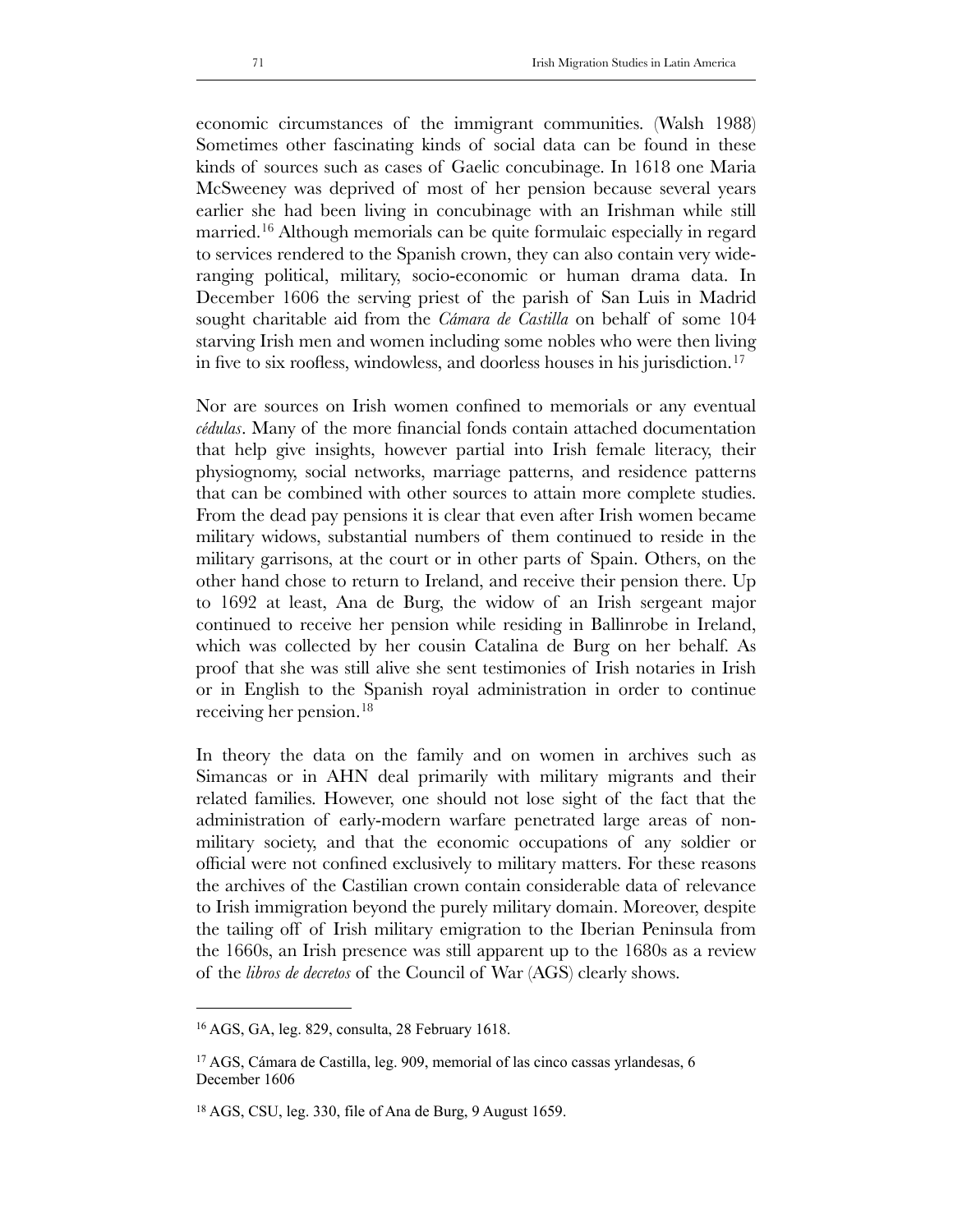economic circumstances of the immigrant communities. (Walsh 1988) Sometimes other fascinating kinds of social data can be found in these kinds of sources such as cases of Gaelic concubinage. In 1618 one Maria McSweeney was deprived of most of her pension because several years earlier she had been living in concubinage with an Irishman while still married.[16] Although memorials can be quite formulaic especially in regard to services rendered to the Spanish crown, they can also contain very wide-ranging political, military, socio-economic or human drama data. In December 1606 the serving priest of the parish of San Luis in Madrid sought charitable aid from the *Cámara de Castilla* on behalf of some 104 starving Irish men and women including some nobles who were then living in five to six roofless, windowless, and doorless houses in his jurisdiction.[17]

Nor are sources on Irish women confined to memorials or any eventual *cédulas*. Many of the more financial fonds contain attached documentation that help give insights, however partial into Irish female literacy, their physiognomy, social networks, marriage patterns, and residence patterns that can be combined with other sources to attain more complete studies. From the dead pay pensions it is clear that even after Irish women became military widows, substantial numbers of them continued to reside in the military garrisons, at the court or in other parts of Spain. Others, on the other hand chose to return to Ireland, and receive their pension there. Up to 1692 at least, Ana de Burg, the widow of an Irish sergeant major continued to receive her pension while residing in Ballinrobe in Ireland, which was collected by her cousin Catalina de Burg on her behalf. As proof that she was still alive she sent testimonies of Irish notaries in Irish or in English to the Spanish royal administration in order to continue receiving her pension.[18]

In theory the data on the family and on women in archives such as Simancas or in AHN deal primarily with military migrants and their related families. However, one should not lose sight of the fact that the administration of early-modern warfare penetrated large areas of non-military society, and that the economic occupations of any soldier or official were not confined exclusively to military matters. For these reasons the archives of the Castilian crown contain considerable data of relevance to Irish immigration beyond the purely military domain. Moreover, despite the tailing off of Irish military emigration to the Iberian Peninsula from the 1660s, an Irish presence was still apparent up to the 1680s as a review of the *libros de decretos* of the Council of War (AGS) clearly shows.

---

[16] AGS, GA, leg. 829, consulta, 28 February 1618.

[17] AGS, Cámara de Castilla, leg. 909, memorial of las cinco cassas yrlandesas, 6 December 1606

[18] AGS, CSU, leg. 330, file of Ana de Burg, 9 August 1659.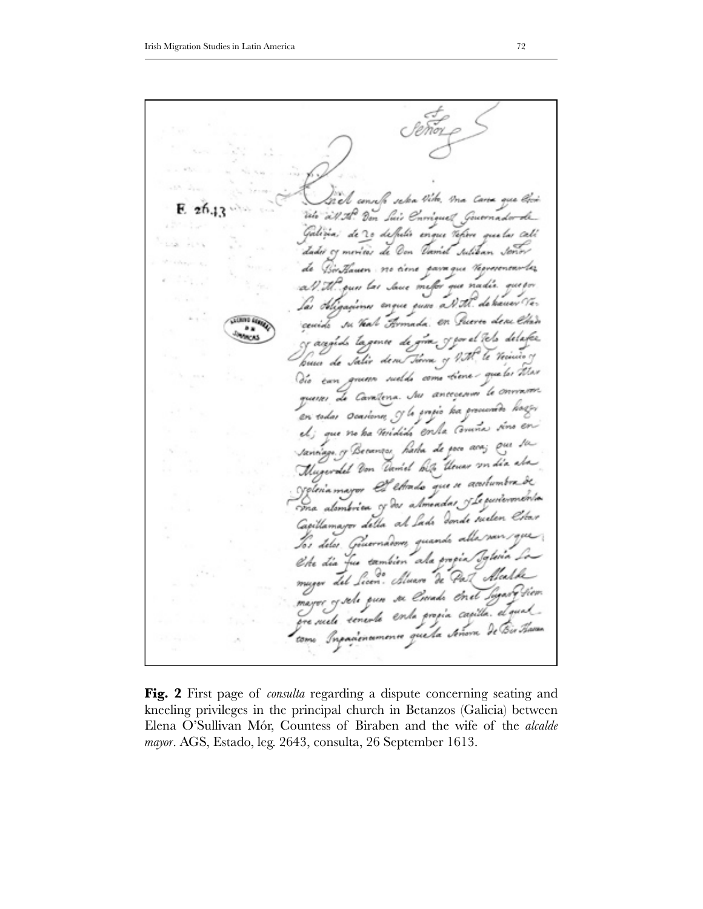**Fig. 2** First page of *consulta* regarding a dispute concerning seating and kneeling privileges in the principal church in Betanzos (Galicia) between Elena O'Sullivan Mór, Countess of Biraben and the wife of the *alcalde mayor*. AGS, Estado, leg. 2643, consulta, 26 September 1613.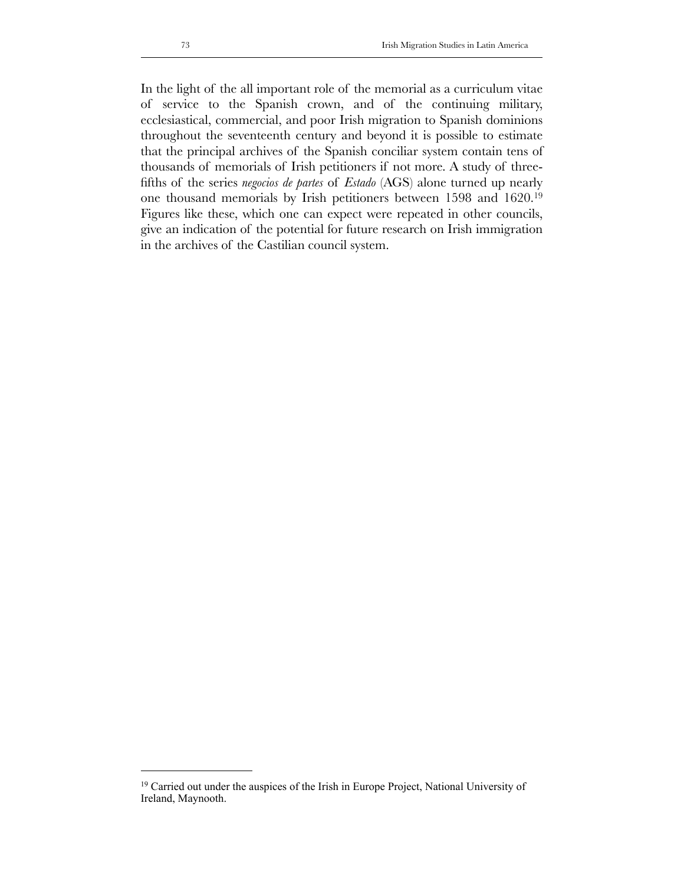In the light of the all important role of the memorial as a curriculum vitae of service to the Spanish crown, and of the continuing military, ecclesiastical, commercial, and poor Irish migration to Spanish dominions throughout the seventeenth century and beyond it is possible to estimate that the principal archives of the Spanish conciliar system contain tens of thousands of memorials of Irish petitioners if not more. A study of three-fifths of the series *negocios de partes* of *Estado* (AGS) alone turned up nearly one thousand memorials by Irish petitioners between 1598 and 1620.[19] Figures like these, which one can expect were repeated in other councils, give an indication of the potential for future research on Irish immigration in the archives of the Castilian council system.

[19] Carried out under the auspices of the Irish in Europe Project, National University of Ireland, Maynooth.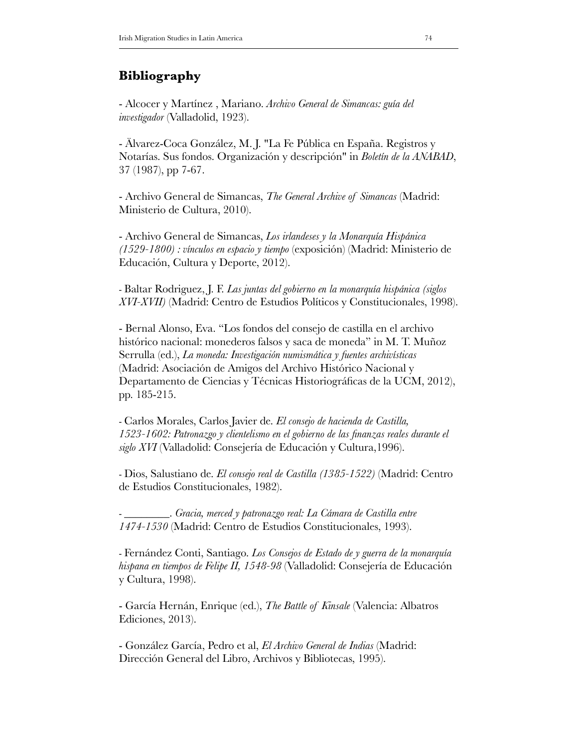## Bibliography

- Alcocer y Martínez , Mariano. *Archivo General de Simancas: guía del investigador* (Valladolid, 1923).

- Älvarez-Coca González, M. J. "La Fe Pública en España. Registros y Notarías. Sus fondos. Organización y descripción" in *Boletín de la ANABAD*, 37 (1987), pp 7-67.

- Archivo General de Simancas, *The General Archive of Simancas* (Madrid: Ministerio de Cultura, 2010).

- Archivo General de Simancas, *Los irlandeses y la Monarquía Hispánica (1529-1800) : vínculos en espacio y tiempo* (exposición) (Madrid: Ministerio de Educación, Cultura y Deporte, 2012).

- Baltar Rodriguez, J. F. *Las juntas del gobierno en la monarquía hispánica (siglos XVI-XVII)* (Madrid: Centro de Estudios Políticos y Constitucionales, 1998).

- Bernal Alonso, Eva. "Los fondos del consejo de castilla en el archivo histórico nacional: monederos falsos y saca de moneda" in M. T. Muñoz Serrulla (ed.), *La moneda: Investigación numismática y fuentes archivísticas* (Madrid: Asociación de Amigos del Archivo Histórico Nacional y Departamento de Ciencias y Técnicas Historiográficas de la UCM, 2012), pp. 185-215.

- Carlos Morales, Carlos Javier de. *El consejo de hacienda de Castilla, 1523-1602: Patronazgo y clientelismo en el gobierno de las finanzas reales durante el siglo XVI* (Valladolid: Consejería de Educación y Cultura,1996).

- Dios, Salustiano de. *El consejo real de Castilla (1385-1522)* (Madrid: Centro de Estudios Constitucionales, 1982).

- ________. *Gracia, merced y patronazgo real: La Cámara de Castilla entre 1474-1530* (Madrid: Centro de Estudios Constitucionales, 1993).

- Fernández Conti, Santiago. *Los Consejos de Estado de y guerra de la monarquía hispana en tiempos de Felipe II, 1548-98* (Valladolid: Consejería de Educación y Cultura, 1998).

- García Hernán, Enrique (ed.), *The Battle of Kinsale* (Valencia: Albatros Ediciones, 2013).

- González García, Pedro et al, *El Archivo General de Indias* (Madrid: Dirección General del Libro, Archivos y Bibliotecas, 1995).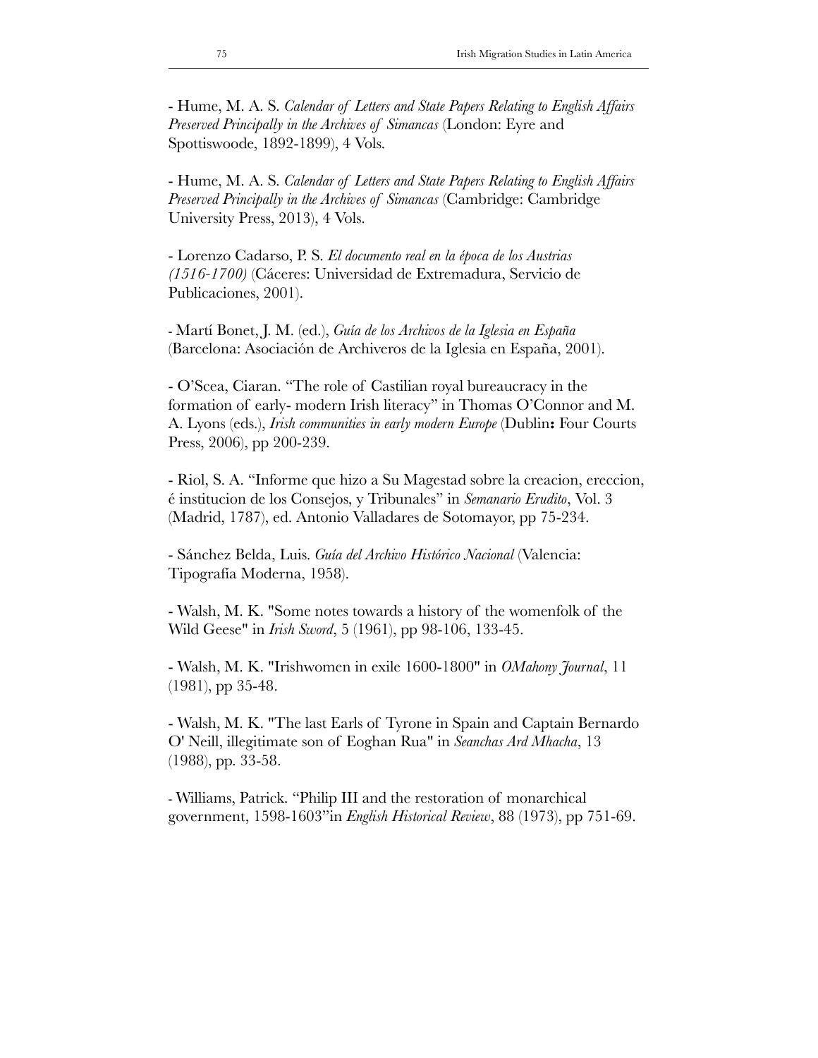- Hume, M. A. S. *Calendar of Letters and State Papers Relating to English Affairs Preserved Principally in the Archives of Simancas* (London: Eyre and Spottiswoode, 1892-1899), 4 Vols.

- Hume, M. A. S. *Calendar of Letters and State Papers Relating to English Affairs Preserved Principally in the Archives of Simancas* (Cambridge: Cambridge University Press, 2013), 4 Vols.

- Lorenzo Cadarso, P. S. *El documento real en la época de los Austrias (1516-1700)* (Cáceres: Universidad de Extremadura, Servicio de Publicaciones, 2001).

- Martí Bonet, J. M. (ed.), *Guía de los Archivos de la Iglesia en España* (Barcelona: Asociación de Archiveros de la Iglesia en España, 2001).

- O'Scea, Ciaran. "The role of Castilian royal bureaucracy in the formation of early- modern Irish literacy" in Thomas O'Connor and M. A. Lyons (eds.), *Irish communities in early modern Europe* (Dublin**:** Four Courts Press, 2006), pp 200-239.

- Riol, S. A. "Informe que hizo a Su Magestad sobre la creacion, ereccion, é institucion de los Consejos, y Tribunales" in *Semanario Erudito*, Vol. 3 (Madrid, 1787), ed. Antonio Valladares de Sotomayor, pp 75-234.

- Sánchez Belda, Luis. *Guía del Archivo Histórico Nacional* (Valencia: Tipografía Moderna, 1958).

- Walsh, M. K. "Some notes towards a history of the womenfolk of the Wild Geese" in *Irish Sword*, 5 (1961), pp 98-106, 133-45.

- Walsh, M. K. "Irishwomen in exile 1600-1800" in *OMahony Journal*, 11 (1981), pp 35-48.

- Walsh, M. K. "The last Earls of Tyrone in Spain and Captain Bernardo O' Neill, illegitimate son of Eoghan Rua" in *Seanchas Ard Mhacha*, 13 (1988), pp. 33-58.

- Williams, Patrick. "Philip III and the restoration of monarchical government, 1598-1603"in *English Historical Review*, 88 (1973), pp 751-69.